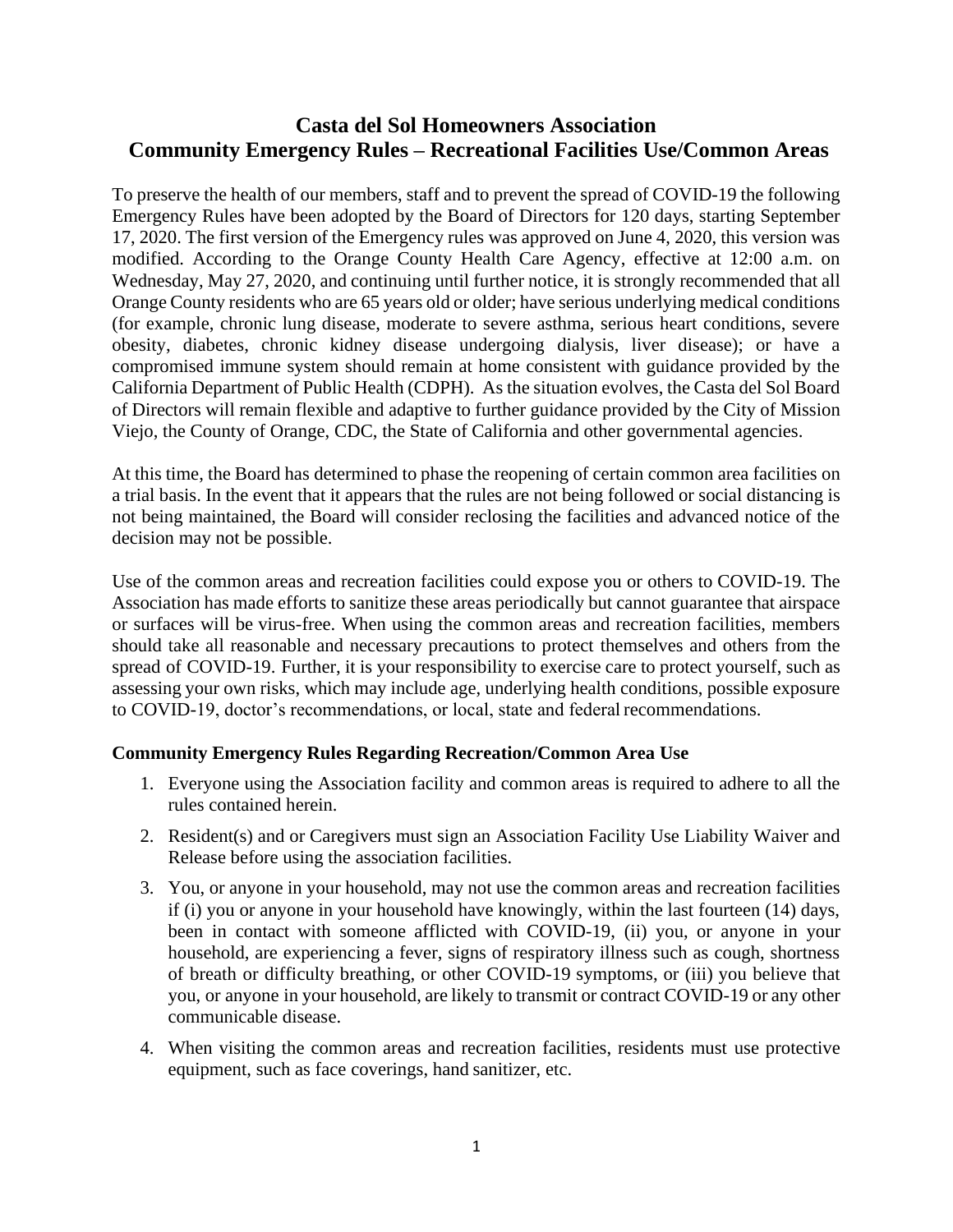# Casta del Sol Homeowners Association
# Community Emergency Rules – Recreational Facilities Use/Common Areas

To preserve the health of our members, staff and to prevent the spread of COVID-19 the following Emergency Rules have been adopted by the Board of Directors for 120 days, starting September 17, 2020. The first version of the Emergency rules was approved on June 4, 2020, this version was modified. According to the Orange County Health Care Agency, effective at 12:00 a.m. on Wednesday, May 27, 2020, and continuing until further notice, it is strongly recommended that all Orange County residents who are 65 years old or older; have serious underlying medical conditions (for example, chronic lung disease, moderate to severe asthma, serious heart conditions, severe obesity, diabetes, chronic kidney disease undergoing dialysis, liver disease); or have a compromised immune system should remain at home consistent with guidance provided by the California Department of Public Health (CDPH). As the situation evolves, the Casta del Sol Board of Directors will remain flexible and adaptive to further guidance provided by the City of Mission Viejo, the County of Orange, CDC, the State of California and other governmental agencies.

At this time, the Board has determined to phase the reopening of certain common area facilities on a trial basis. In the event that it appears that the rules are not being followed or social distancing is not being maintained, the Board will consider reclosing the facilities and advanced notice of the decision may not be possible.

Use of the common areas and recreation facilities could expose you or others to COVID-19. The Association has made efforts to sanitize these areas periodically but cannot guarantee that airspace or surfaces will be virus-free. When using the common areas and recreation facilities, members should take all reasonable and necessary precautions to protect themselves and others from the spread of COVID-19. Further, it is your responsibility to exercise care to protect yourself, such as assessing your own risks, which may include age, underlying health conditions, possible exposure to COVID-19, doctor's recommendations, or local, state and federal recommendations.

### Community Emergency Rules Regarding Recreation/Common Area Use

1. Everyone using the Association facility and common areas is required to adhere to all the rules contained herein.
2. Resident(s) and or Caregivers must sign an Association Facility Use Liability Waiver and Release before using the association facilities.
3. You, or anyone in your household, may not use the common areas and recreation facilities if (i) you or anyone in your household have knowingly, within the last fourteen (14) days, been in contact with someone afflicted with COVID-19, (ii) you, or anyone in your household, are experiencing a fever, signs of respiratory illness such as cough, shortness of breath or difficulty breathing, or other COVID-19 symptoms, or (iii) you believe that you, or anyone in your household, are likely to transmit or contract COVID-19 or any other communicable disease.
4. When visiting the common areas and recreation facilities, residents must use protective equipment, such as face coverings, hand sanitizer, etc.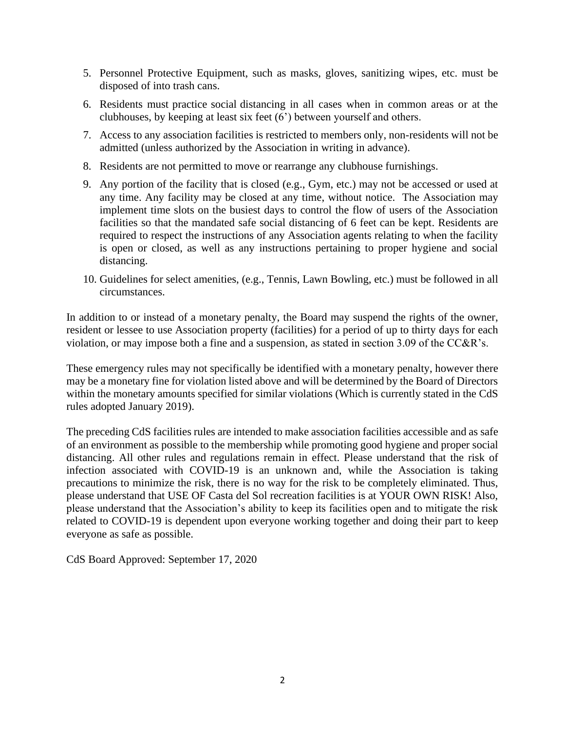5. Personnel Protective Equipment, such as masks, gloves, sanitizing wipes, etc. must be disposed of into trash cans.
6. Residents must practice social distancing in all cases when in common areas or at the clubhouses, by keeping at least six feet (6') between yourself and others.
7. Access to any association facilities is restricted to members only, non-residents will not be admitted (unless authorized by the Association in writing in advance).
8. Residents are not permitted to move or rearrange any clubhouse furnishings.
9. Any portion of the facility that is closed (e.g., Gym, etc.) may not be accessed or used at any time. Any facility may be closed at any time, without notice. The Association may implement time slots on the busiest days to control the flow of users of the Association facilities so that the mandated safe social distancing of 6 feet can be kept. Residents are required to respect the instructions of any Association agents relating to when the facility is open or closed, as well as any instructions pertaining to proper hygiene and social distancing.
10. Guidelines for select amenities, (e.g., Tennis, Lawn Bowling, etc.) must be followed in all circumstances.

In addition to or instead of a monetary penalty, the Board may suspend the rights of the owner, resident or lessee to use Association property (facilities) for a period of up to thirty days for each violation, or may impose both a fine and a suspension, as stated in section 3.09 of the CC&R's.

These emergency rules may not specifically be identified with a monetary penalty, however there may be a monetary fine for violation listed above and will be determined by the Board of Directors within the monetary amounts specified for similar violations (Which is currently stated in the CdS rules adopted January 2019).

The preceding CdS facilities rules are intended to make association facilities accessible and as safe of an environment as possible to the membership while promoting good hygiene and proper social distancing. All other rules and regulations remain in effect. Please understand that the risk of infection associated with COVID-19 is an unknown and, while the Association is taking precautions to minimize the risk, there is no way for the risk to be completely eliminated. Thus, please understand that USE OF Casta del Sol recreation facilities is at YOUR OWN RISK! Also, please understand that the Association's ability to keep its facilities open and to mitigate the risk related to COVID-19 is dependent upon everyone working together and doing their part to keep everyone as safe as possible.

CdS Board Approved: September 17, 2020